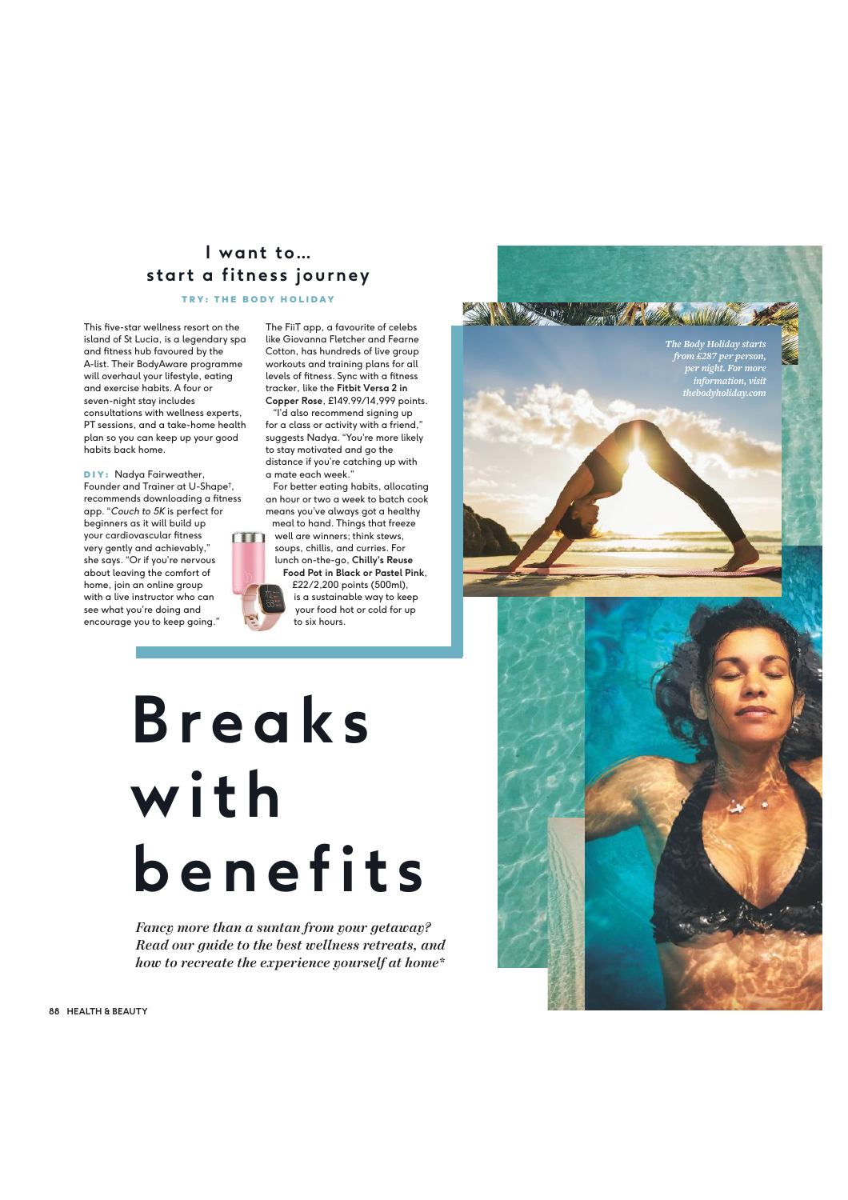# Breaks with benefits

*Fancy more than a suntan from your getaway? Read our guide to the best wellness retreats, and how to recreate the experience yourself at home\**

## I want to… start a fitness journey

**TRY: THE BODY HOLIDAY**

This five-star wellness resort on the island of St Lucia, is a legendary spa and fitness hub favoured by the A-list. Their BodyAware programme will overhaul your lifestyle, eating and exercise habits. A four or seven-night stay includes consultations with wellness experts, PT sessions, and a take-home health plan so you can keep up your good habits back home.

**DIY:** Nadya Fairweather, Founder and Trainer at U-Shape†, recommends downloading a fitness app. "*Couch to 5K* is perfect for beginners as it will build up your cardiovascular fitness very gently and achievably," she says. "Or if you're nervous about leaving the comfort of home, join an online group with a live instructor who can see what you're doing and encourage you to keep going."

The FiiT app, a favourite of celebs like Giovanna Fletcher and Fearne Cotton, has hundreds of live group workouts and training plans for all levels of fitness. Sync with a fitness tracker, like the **Fitbit Versa 2 in Copper Rose**, £149.99/14,999 points.

"I'd also recommend signing up for a class or activity with a friend," suggests Nadya. "You're more likely to stay motivated and go the distance if you're catching up with a mate each week."

For better eating habits, allocating an hour or two a week to batch cook means you've always got a healthy meal to hand. Things that freeze well are winners; think stews, soups, chillis, and curries. For lunch on-the-go, **Chilly's Reuse Food Pot in Black or Pastel Pink**, £22/2,200 points (500ml), is a sustainable way to keep your food hot or cold for up to six hours.

*The Body Holiday starts from £287 per person, per night. For more information, visit thebodyholiday.com*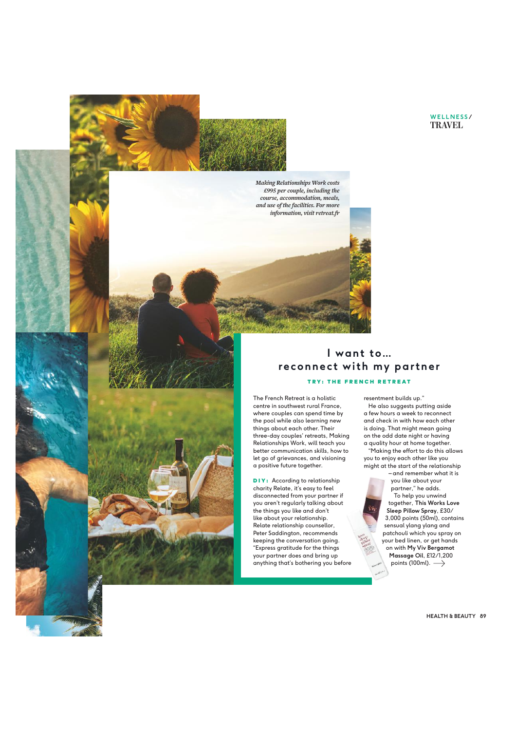WELLNESS/
TRAVEL

*Making Relationships Work costs £995 per couple, including the course, accommodation, meals, and use of the facilities. For more information, visit retreat.fr*

## I want to… reconnect with my partner

### TRY: THE FRENCH RETREAT

The French Retreat is a holistic centre in southwest rural France, where couples can spend time by the pool while also learning new things about each other. Their three-day couples' retreats, Making Relationships Work, will teach you better communication skills, how to let go of grievances, and visioning a positive future together.

**DIY:** According to relationship charity Relate, it's easy to feel disconnected from your partner if you aren't regularly talking about the things you like and don't like about your relationship. Relate relationship counsellor, Peter Saddington, recommends keeping the conversation going. "Express gratitude for the things your partner does and bring up anything that's bothering you before resentment builds up."

He also suggests putting aside a few hours a week to reconnect and check in with how each other is doing. That might mean going on the odd date night or having a quality hour at home together.

"Making the effort to do this allows you to enjoy each other like you might at the start of the relationship – and remember what it is you like about your partner," he adds.

To help you unwind together, **This Works Love Sleep Pillow Spray**, £30/ 3,000 points (50ml), contains sensual ylang ylang and patchouli which you spray on your bed linen, or get hands on with **My Viv Bergamot Massage Oil**, £12/1,200 points (100ml). ⟶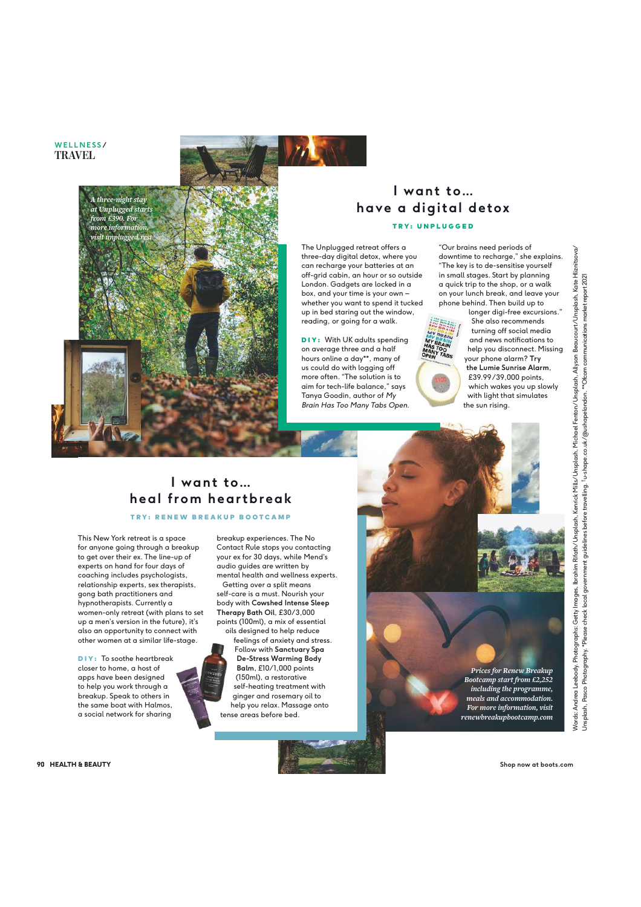WELLNESS/
TRAVEL

*A three-night stay at Unplugged starts from £390. For more information, visit unplugged.rest*

## I want to… have a digital detox

**TRY: UNPLUGGED**

The Unplugged retreat offers a three-day digital detox, where you can recharge your batteries at an off-grid cabin, an hour or so outside London. Gadgets are locked in a box, and your time is your own – whether you want to spend it tucked up in bed staring out the window, reading, or going for a walk.

**DIY:** With UK adults spending on average three and a half hours online a day**, many of us could do with logging off more often. "The solution is to aim for tech-life balance," says Tanya Goodin, author of *My Brain Has Too Many Tabs Open.*

"Our brains need periods of downtime to recharge," she explains. "The key is to de-sensitise yourself in small stages. Start by planning a quick trip to the shop, or a walk on your lunch break, and leave your phone behind. Then build up to longer digi-free excursions." She also recommends turning off social media and news notifications to help you disconnect. Missing your phone alarm? Try **the Lumie Sunrise Alarm**, £39.99/39,000 points, which wakes you up slowly with light that simulates the sun rising.

## I want to… heal from heartbreak

**TRY: RENEW BREAKUP BOOTCAMP**

This New York retreat is a space for anyone going through a breakup to get over their ex. The line-up of experts on hand for four days of coaching includes psychologists, relationship experts, sex therapists, gong bath practitioners and hypnotherapists. Currently a women-only retreat (with plans to set up a men's version in the future), it's also an opportunity to connect with other women at a similar life-stage.

**DIY:** To soothe heartbreak closer to home, a host of apps have been designed to help you work through a breakup. Speak to others in the same boat with Halmos, a social network for sharing breakup experiences. The No Contact Rule stops you contacting your ex for 30 days, while Mend's audio guides are written by mental health and wellness experts.

Getting over a split means self-care is a must. Nourish your body with **Cowshed Intense Sleep Therapy Bath Oil**, £30/3,000 points (100ml), a mix of essential oils designed to help reduce feelings of anxiety and stress. Follow with **Sanctuary Spa De-Stress Warming Body Balm**, £10/1,000 points (150ml), a restorative self-heating treatment with ginger and rosemary oil to help you relax. Massage onto tense areas before bed.

*Prices for Renew Breakup Bootcamp start from £2,252 including the programme, meals and accommodation. For more information, visit renewbreakupbootcamp.com*

Words: Andrea Leebody. Photographs: Getty Images, Ibrahim Rifath/Unsplash, Kenrick Mills/Unsplash, Michael Fenton/Unsplash, Allyson Beaucourt/Unsplash, Kate Hliznitsova/Unsplash, Pasco Photography. *Please check local government guidelines before travelling. †u-shape.co.uk/@ushapelondon. **Ofcom communications market report 2021

Shop now at boots.com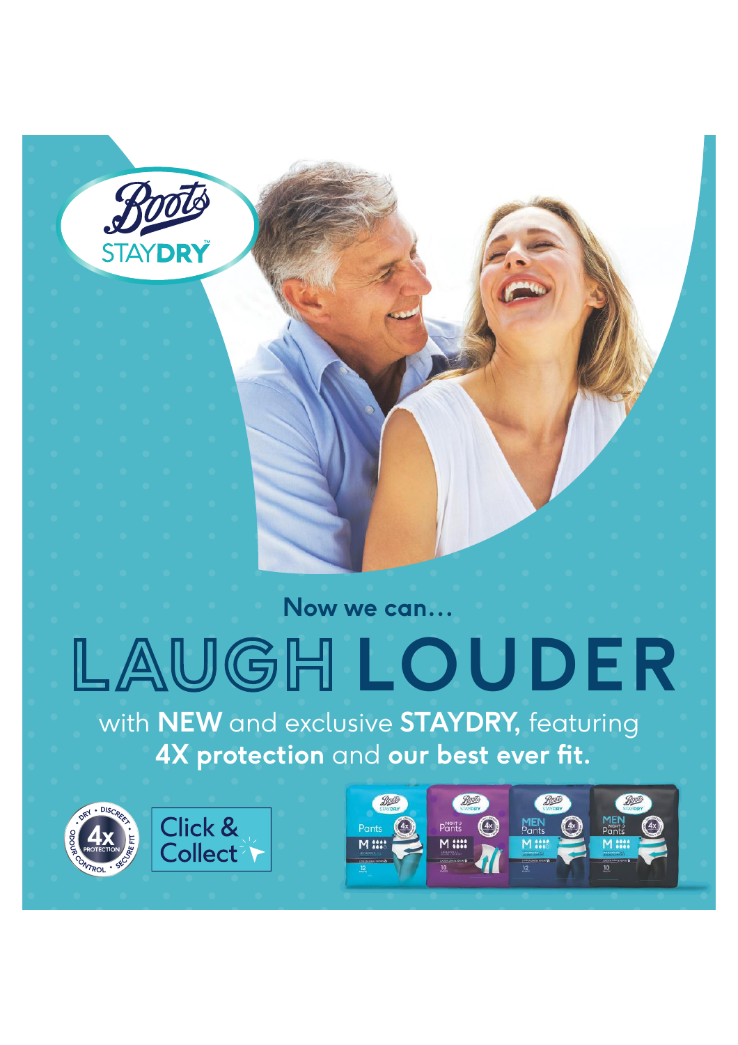Boots STAYDRY™

Now we can…

# LAUGH LOUDER

with **NEW** and exclusive **STAYDRY,** featuring **4X protection** and **our best ever fit.**

DRY • DISCREET • SECURE FIT • ODOUR CONTROL • 4x PROTECTION

Click & Collect